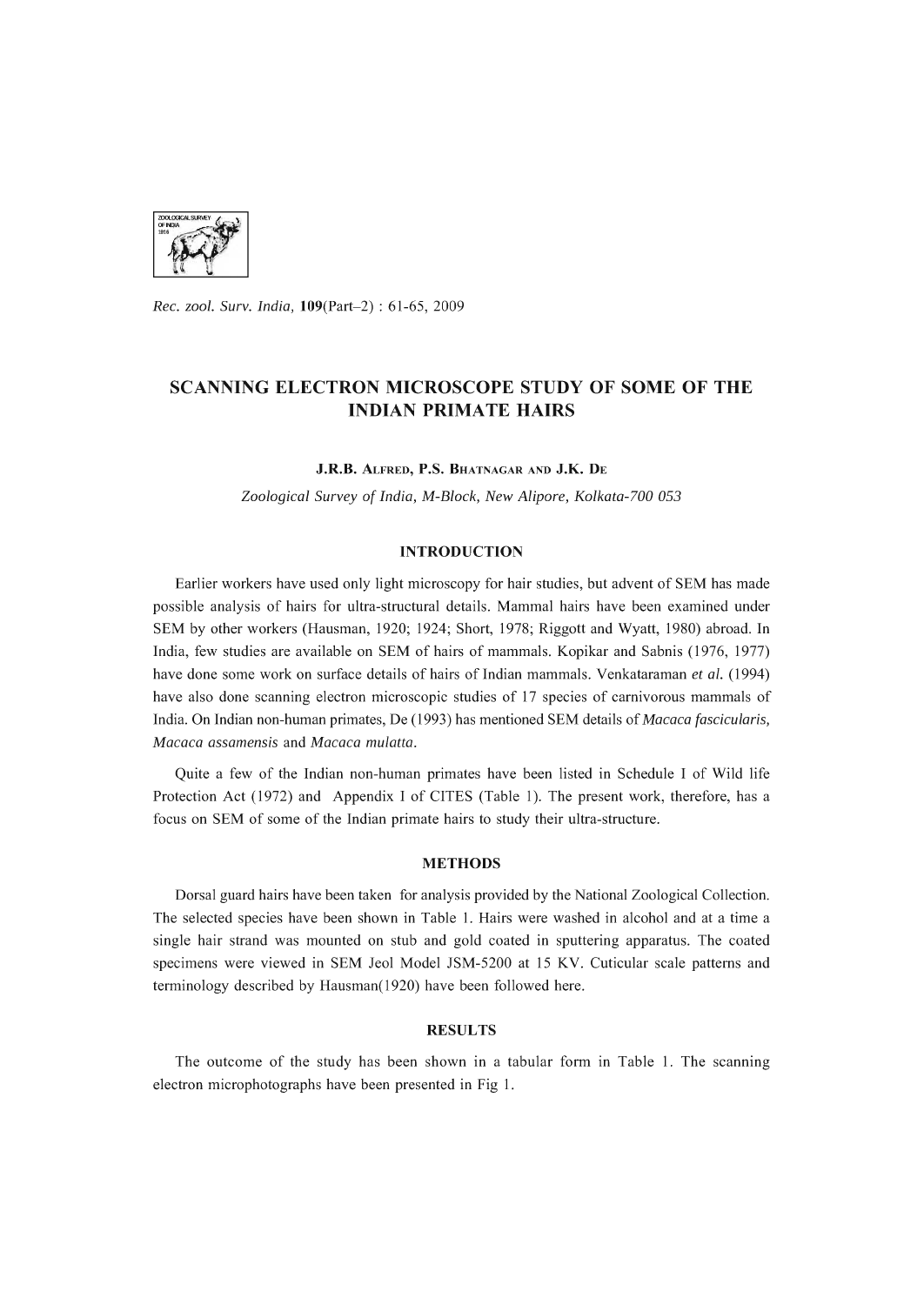Rec. zool. Surv. India, **109**(Part–2) : 61-65, 2009

# SCANNING ELECTRON MICROSCOPE STUDY OF SOME OF THE INDIAN PRIMATE HAIRS

J.R.B. Alfred, P.S. Bhatnagar and J.K. De

*Zoological Survey of India, M-Block, New Alipore, Kolkata-700 053*

## INTRODUCTION

Earlier workers have used only light microscopy for hair studies, but advent of SEM has made possible analysis of hairs for ultra-structural details. Mammal hairs have been examined under SEM by other workers (Hausman, 1920; 1924; Short, 1978; Riggott and Wyatt, 1980) abroad. In India, few studies are available on SEM of hairs of mammals. Kopikar and Sabnis (1976, 1977) have done some work on surface details of hairs of Indian mammals. Venkataraman *et al.* (1994) have also done scanning electron microscopic studies of 17 species of carnivorous mammals of India. On Indian non-human primates, De (1993) has mentioned SEM details of *Macaca fascicularis, Macaca assamensis* and *Macaca mulatta*.

Quite a few of the Indian non-human primates have been listed in Schedule I of Wild life Protection Act (1972) and Appendix I of CITES (Table 1). The present work, therefore, has a focus on SEM of some of the Indian primate hairs to study their ultra-structure.

## METHODS

Dorsal guard hairs have been taken for analysis provided by the National Zoological Collection. The selected species have been shown in Table 1. Hairs were washed in alcohol and at a time a single hair strand was mounted on stub and gold coated in sputtering apparatus. The coated specimens were viewed in SEM Jeol Model JSM-5200 at 15 KV. Cuticular scale patterns and terminology described by Hausman(1920) have been followed here.

## RESULTS

The outcome of the study has been shown in a tabular form in Table 1. The scanning electron microphotographs have been presented in Fig 1.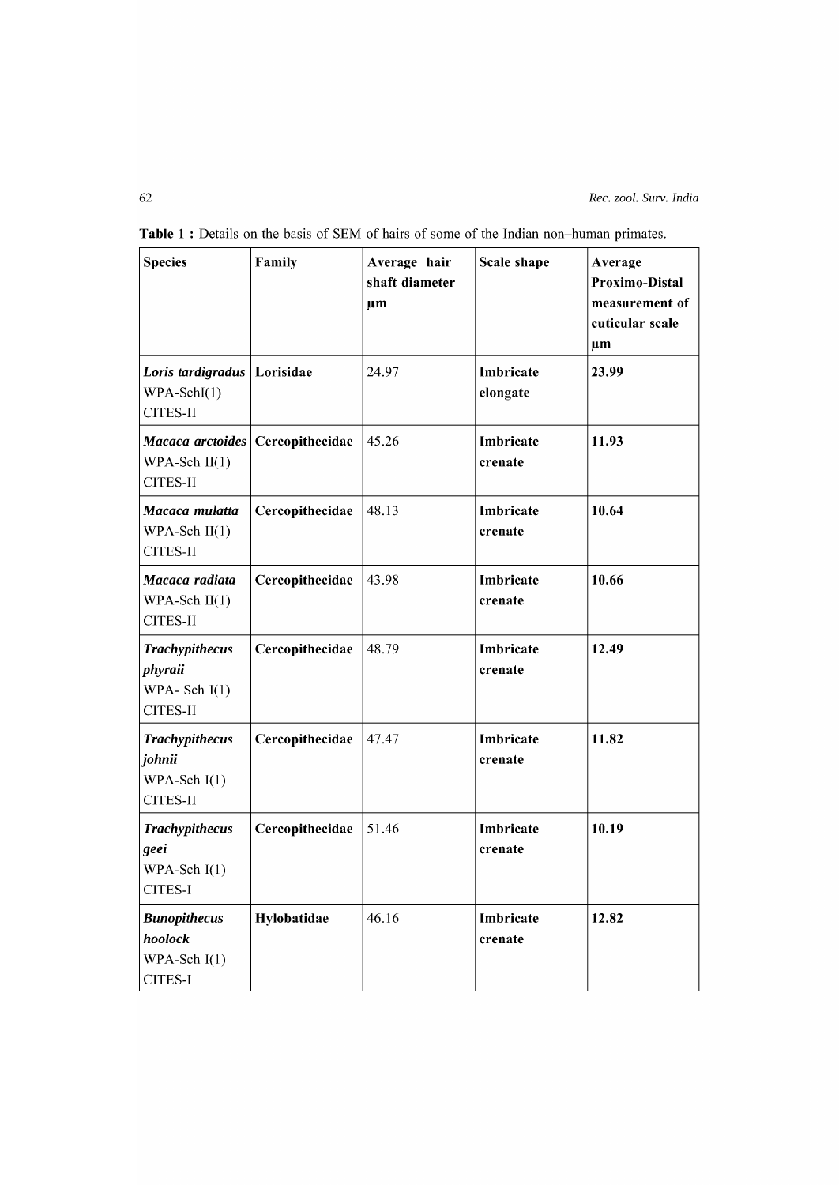**Table 1 :** Details on the basis of SEM of hairs of some of the Indian non–human primates.

| Species | Family | Average hair shaft diameter µm | Scale shape | Average Proximo-Distal measurement of cuticular scale µm |
|---|---|---|---|---|
| ***Loris tardigradus*** WPA-SchI(1) CITES-II | **Lorisidae** | 24.97 | **Imbricate elongate** | **23.99** |
| ***Macaca arctoides*** WPA-Sch II(1) CITES-II | **Cercopithecidae** | 45.26 | **Imbricate crenate** | **11.93** |
| ***Macaca mulatta*** WPA-Sch II(1) CITES-II | **Cercopithecidae** | 48.13 | **Imbricate crenate** | **10.64** |
| ***Macaca radiata*** WPA-Sch II(1) CITES-II | **Cercopithecidae** | 43.98 | **Imbricate crenate** | **10.66** |
| ***Trachypithecus phyraii*** WPA- Sch I(1) CITES-II | **Cercopithecidae** | 48.79 | **Imbricate crenate** | **12.49** |
| ***Trachypithecus johnii*** WPA-Sch I(1) CITES-II | **Cercopithecidae** | 47.47 | **Imbricate crenate** | **11.82** |
| ***Trachypithecus geei*** WPA-Sch I(1) CITES-I | **Cercopithecidae** | 51.46 | **Imbricate crenate** | **10.19** |
| ***Bunopithecus hoolock*** WPA-Sch I(1) CITES-I | **Hylobatidae** | 46.16 | **Imbricate crenate** | **12.82** |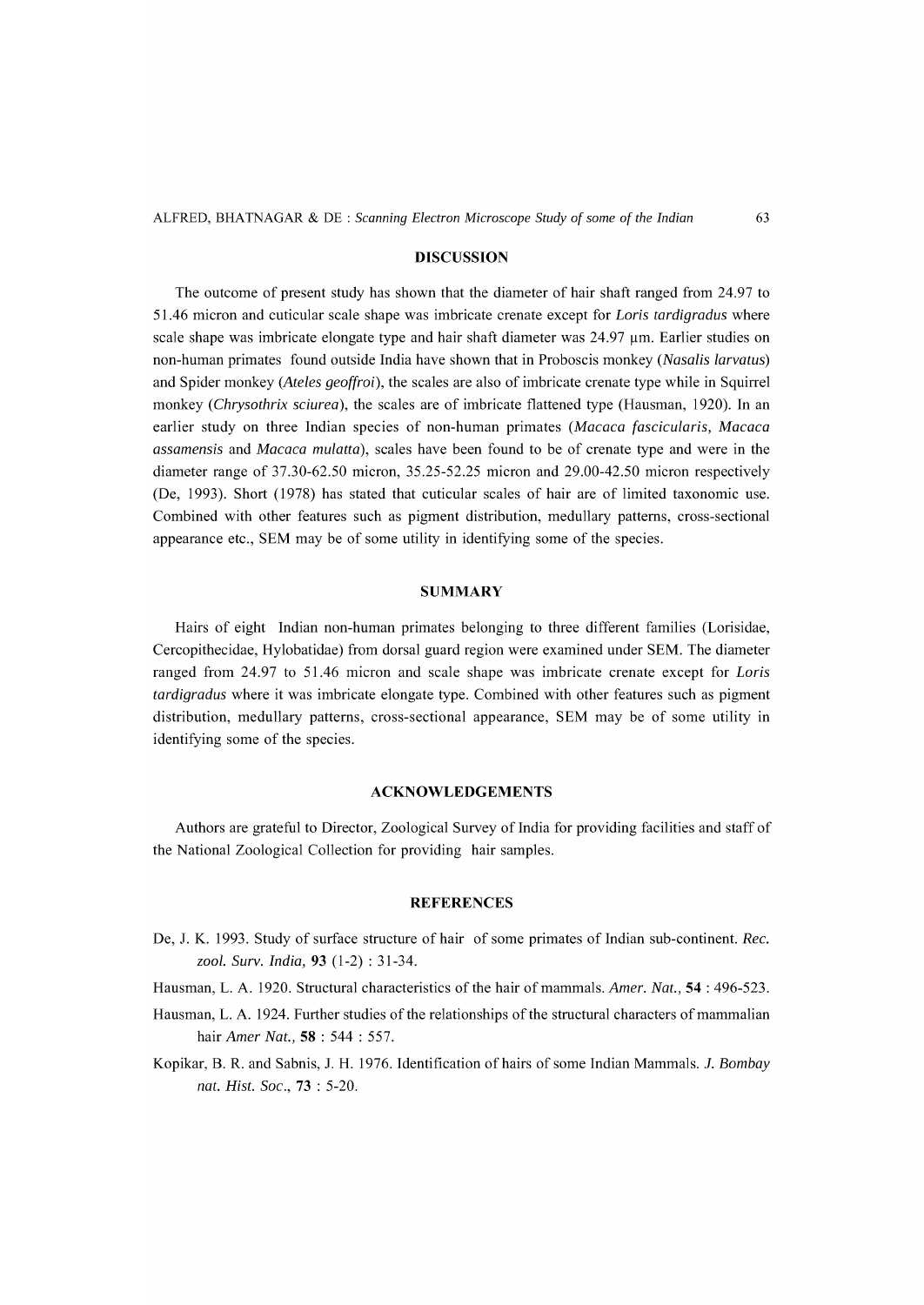## DISCUSSION

The outcome of present study has shown that the diameter of hair shaft ranged from 24.97 to 51.46 micron and cuticular scale shape was imbricate crenate except for *Loris tardigradus* where scale shape was imbricate elongate type and hair shaft diameter was 24.97 μm. Earlier studies on non-human primates found outside India have shown that in Proboscis monkey (*Nasalis larvatus*) and Spider monkey (*Ateles geoffroi*), the scales are also of imbricate crenate type while in Squirrel monkey (*Chrysothrix sciurea*), the scales are of imbricate flattened type (Hausman, 1920). In an earlier study on three Indian species of non-human primates (*Macaca fascicularis, Macaca assamensis* and *Macaca mulatta*), scales have been found to be of crenate type and were in the diameter range of 37.30-62.50 micron, 35.25-52.25 micron and 29.00-42.50 micron respectively (De, 1993). Short (1978) has stated that cuticular scales of hair are of limited taxonomic use. Combined with other features such as pigment distribution, medullary patterns, cross-sectional appearance etc., SEM may be of some utility in identifying some of the species.

## SUMMARY

Hairs of eight Indian non-human primates belonging to three different families (Lorisidae, Cercopithecidae, Hylobatidae) from dorsal guard region were examined under SEM. The diameter ranged from 24.97 to 51.46 micron and scale shape was imbricate crenate except for *Loris tardigradus* where it was imbricate elongate type. Combined with other features such as pigment distribution, medullary patterns, cross-sectional appearance, SEM may be of some utility in identifying some of the species.

## ACKNOWLEDGEMENTS

Authors are grateful to Director, Zoological Survey of India for providing facilities and staff of the National Zoological Collection for providing hair samples.

## REFERENCES

De, J. K. 1993. Study of surface structure of hair of some primates of Indian sub-continent. *Rec. zool. Surv. India,* **93** (1-2) : 31-34.

Hausman, L. A. 1920. Structural characteristics of the hair of mammals. *Amer. Nat.,* **54** : 496-523.

Hausman, L. A. 1924. Further studies of the relationships of the structural characters of mammalian hair *Amer Nat.,* **58** : 544 : 557.

Kopikar, B. R. and Sabnis, J. H. 1976. Identification of hairs of some Indian Mammals. *J. Bombay nat. Hist. Soc.,* **73** : 5-20.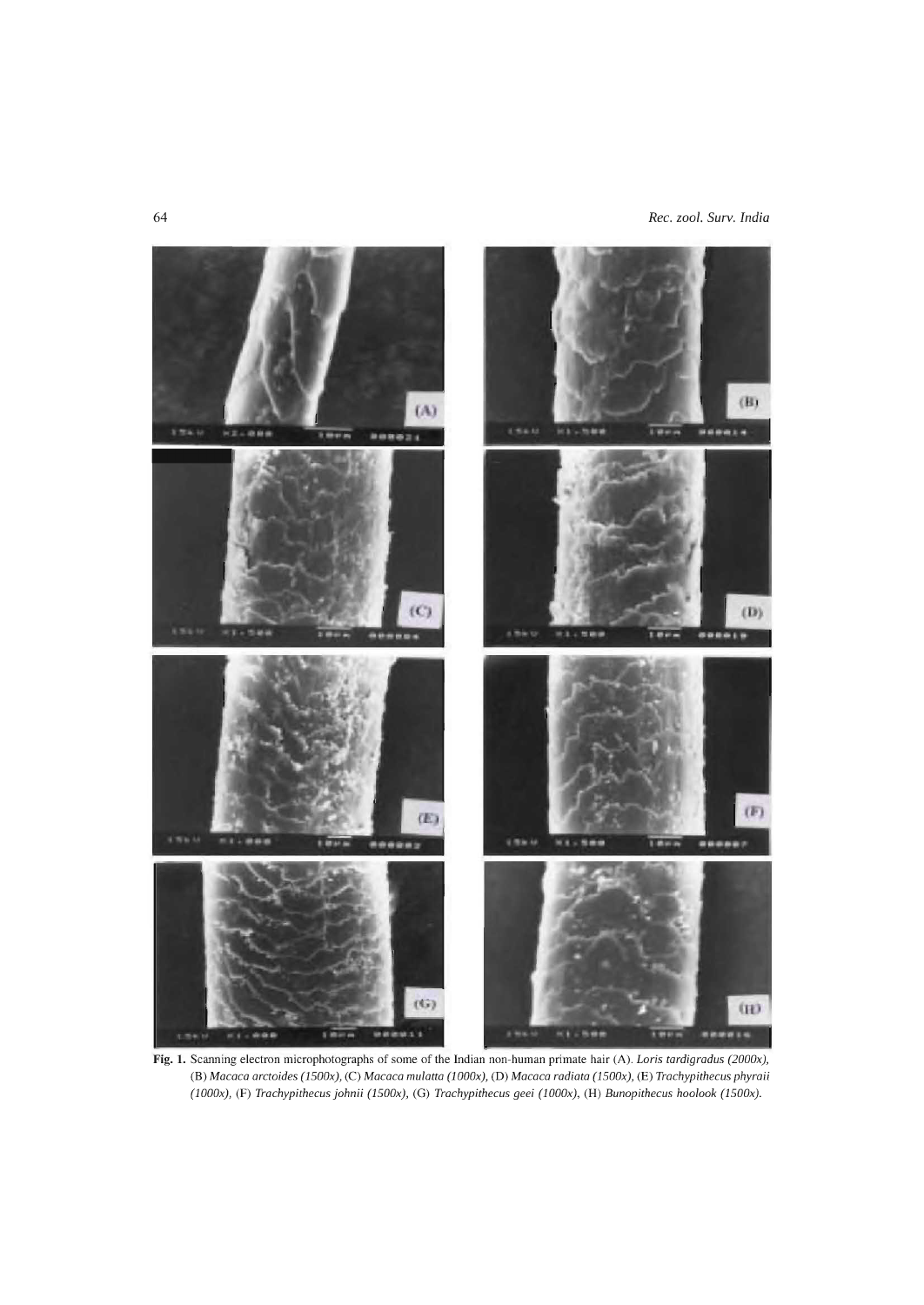**Fig. 1.** Scanning electron microphotographs of some of the Indian non-human primate hair (A). *Loris tardigradus (2000x)*, (B) *Macaca arctoides (1500x)*, (C) *Macaca mulatta (1000x)*, (D) *Macaca radiata (1500x)*, (E) *Trachypithecus phyraii (1000x)*, (F) *Trachypithecus johnii (1500x)*, (G) *Trachypithecus geei (1000x)*, (H) *Bunopithecus hoolook (1500x)*.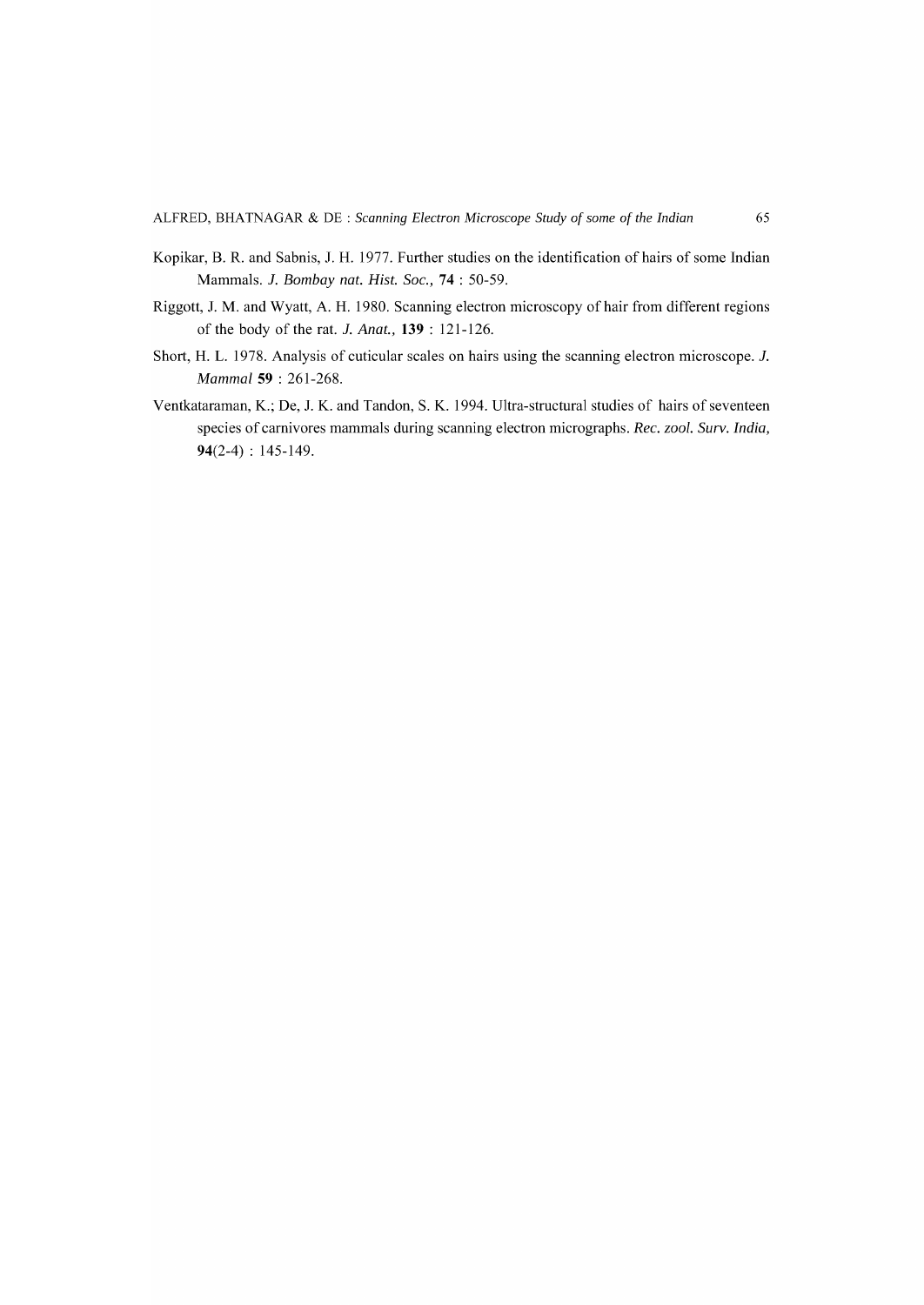Kopikar, B. R. and Sabnis, J. H. 1977. Further studies on the identification of hairs of some Indian Mammals. *J. Bombay nat. Hist. Soc.,* **74** : 50-59.

Riggott, J. M. and Wyatt, A. H. 1980. Scanning electron microscopy of hair from different regions of the body of the rat. *J. Anat.,* **139** : 121-126.

Short, H. L. 1978. Analysis of cuticular scales on hairs using the scanning electron microscope. *J. Mammal* **59** : 261-268.

Ventkataraman, K.; De, J. K. and Tandon, S. K. 1994. Ultra-structural studies of hairs of seventeen species of carnivores mammals during scanning electron micrographs. *Rec. zool. Surv. India,* **94**(2-4) : 145-149.